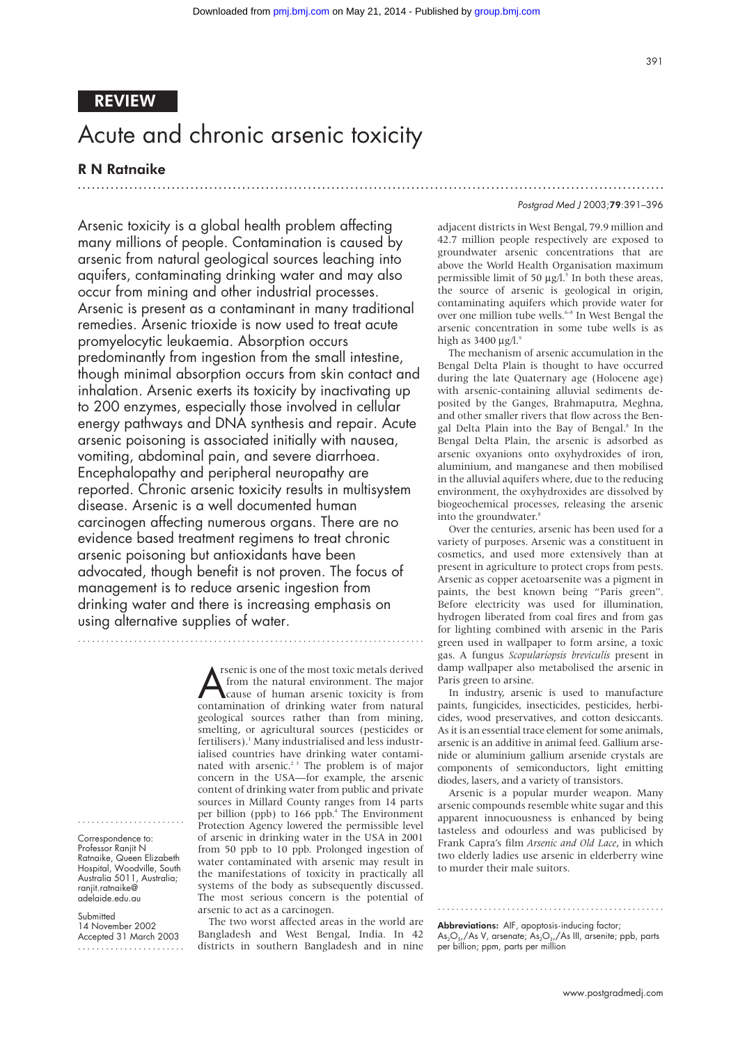## REVIEW

# Acute and chronic arsenic toxicity

**R N Ratnaike**

Arsenic toxicity is a global health problem affecting many millions of people. Contamination is caused by arsenic from natural geological sources leaching into aquifers, contaminating drinking water and may also occur from mining and other industrial processes. Arsenic is present as a contaminant in many traditional remedies. Arsenic trioxide is now used to treat acute promyelocytic leukaemia. Absorption occurs predominantly from ingestion from the small intestine, though minimal absorption occurs from skin contact and inhalation. Arsenic exerts its toxicity by inactivating up to 200 enzymes, especially those involved in cellular energy pathways and DNA synthesis and repair. Acute arsenic poisoning is associated initially with nausea, vomiting, abdominal pain, and severe diarrhoea. Encephalopathy and peripheral neuropathy are reported. Chronic arsenic toxicity results in multisystem disease. Arsenic is a well documented human carcinogen affecting numerous organs. There are no evidence based treatment regimens to treat chronic arsenic poisoning but antioxidants have been advocated, though benefit is not proven. The focus of management is to reduce arsenic ingestion from drinking water and there is increasing emphasis on using alternative supplies of water.

Arsenic is one of the most toxic metals derived from the natural environment. The major cause of human arsenic toxicity is from contamination of drinking water from natural geological sources rather than from mining, smelting, or agricultural sources (pesticides or fertilisers).[1] Many industrialised and less industrialised countries have drinking water contaminated with arsenic.[2,3] The problem is of major concern in the USA—for example, the arsenic content of drinking water from public and private sources in Millard County ranges from 14 parts per billion (ppb) to 166 ppb.[4] The Environment Protection Agency lowered the permissible level of arsenic in drinking water in the USA in 2001 from 50 ppb to 10 ppb. Prolonged ingestion of water contaminated with arsenic may result in the manifestations of toxicity in practically all systems of the body as subsequently discussed. The most serious concern is the potential of arsenic to act as a carcinogen.

The two worst affected areas in the world are Bangladesh and West Bengal, India. In 42 districts in southern Bangladesh and in nine adjacent districts in West Bengal, 79.9 million and 42.7 million people respectively are exposed to groundwater arsenic concentrations that are above the World Health Organisation maximum permissible limit of 50 µg/l.[5] In both these areas, the source of arsenic is geological in origin, contaminating aquifers which provide water for over one million tube wells.[6–8] In West Bengal the arsenic concentration in some tube wells is as high as 3400 µg/l.[9]

The mechanism of arsenic accumulation in the Bengal Delta Plain is thought to have occurred during the late Quaternary age (Holocene age) with arsenic-containing alluvial sediments deposited by the Ganges, Brahmaputra, Meghna, and other smaller rivers that flow across the Bengal Delta Plain into the Bay of Bengal.[8] In the Bengal Delta Plain, the arsenic is adsorbed as arsenic oxyanions onto oxyhydroxides of iron, aluminium, and manganese and then mobilised in the alluvial aquifers where, due to the reducing environment, the oxyhydroxides are dissolved by biogeochemical processes, releasing the arsenic into the groundwater.[8]

Over the centuries, arsenic has been used for a variety of purposes. Arsenic was a constituent in cosmetics, and used more extensively than at present in agriculture to protect crops from pests. Arsenic as copper acetoarsenite was a pigment in paints, the best known being "Paris green". Before electricity was used for illumination, hydrogen liberated from coal fires and from gas for lighting combined with arsenic in the Paris green used in wallpaper to form arsine, a toxic gas. A fungus *Scopulariopsis breviculis* present in damp wallpaper also metabolised the arsenic in Paris green to arsine.

In industry, arsenic is used to manufacture paints, fungicides, insecticides, pesticides, herbicides, wood preservatives, and cotton desiccants. As it is an essential trace element for some animals, arsenic is an additive in animal feed. Gallium arsenide or aluminium gallium arsenide crystals are components of semiconductors, light emitting diodes, lasers, and a variety of transistors.

Arsenic is a popular murder weapon. Many arsenic compounds resemble white sugar and this apparent innocuousness is enhanced by being tasteless and odourless and was publicised by Frank Capra's film *Arsenic and Old Lace*, in which two elderly ladies use arsenic in elderberry wine to murder their male suitors.

Correspondence to: Professor Ranjit N Ratnaike, Queen Elizabeth Hospital, Woodville, South Australia 5011, Australia; ranjit.ratnaike@adelaide.edu.au

Submitted 14 November 2002
Accepted 31 March 2003

**Abbreviations:** AIF, apoptosis-inducing factor; $As_2O_5$/As V, arsenate; $As_2O_3$/As III, arsenite; ppb, parts per billion; ppm, parts per million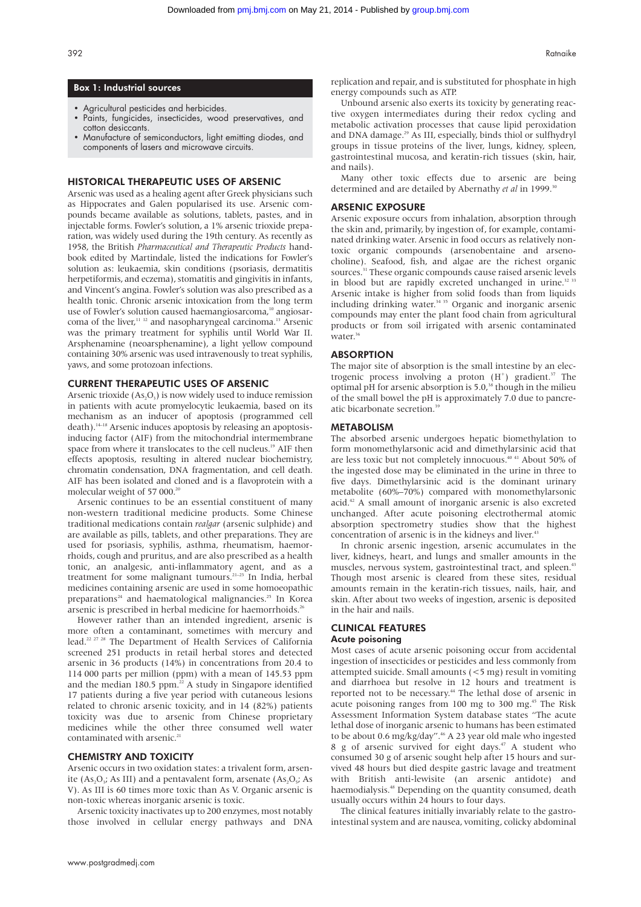## Box 1: Industrial sources

- Agricultural pesticides and herbicides.
- Paints, fungicides, insecticides, wood preservatives, and cotton desiccants.
- Manufacture of semiconductors, light emitting diodes, and components of lasers and microwave circuits.

## HISTORICAL THERAPEUTIC USES OF ARSENIC

Arsenic was used as a healing agent after Greek physicians such as Hippocrates and Galen popularised its use. Arsenic compounds became available as solutions, tablets, pastes, and in injectable forms. Fowler's solution, a 1% arsenic trioxide preparation, was widely used during the 19th century. As recently as 1958, the British *Pharmaceutical and Therapeutic Products* handbook edited by Martindale, listed the indications for Fowler's solution as: leukaemia, skin conditions (psoriasis, dermatitis herpetiformis, and eczema), stomatitis and gingivitis in infants, and Vincent's angina. Fowler's solution was also prescribed as a health tonic. Chronic arsenic intoxication from the long term use of Fowler's solution caused haemangiosarcoma,[10] angiosarcoma of the liver,[11 12] and nasopharyngeal carcinoma.[13] Arsenic was the primary treatment for syphilis until World War II. Arsphenamine (neoarsphenamine), a light yellow compound containing 30% arsenic was used intravenously to treat syphilis, yaws, and some protozoan infections.

## CURRENT THERAPEUTIC USES OF ARSENIC

Arsenic trioxide ($As_2O_3$) is now widely used to induce remission in patients with acute promyelocytic leukaemia, based on its mechanism as an inducer of apoptosis (programmed cell death).[14–18] Arsenic induces apoptosis by releasing an apoptosis-inducing factor (AIF) from the mitochondrial intermembrane space from where it translocates to the cell nucleus.[19] AIF then effects apoptosis, resulting in altered nuclear biochemistry, chromatin condensation, DNA fragmentation, and cell death. AIF has been isolated and cloned and is a flavoprotein with a molecular weight of 57 000.[20]

Arsenic continues to be an essential constituent of many non-western traditional medicine products. Some Chinese traditional medications contain *realgar* (arsenic sulphide) and are available as pills, tablets, and other preparations. They are used for psoriasis, syphilis, asthma, rheumatism, haemorrhoids, cough and pruritus, and are also prescribed as a health tonic, an analgesic, anti-inflammatory agent, and as a treatment for some malignant tumours.[21–23] In India, herbal medicines containing arsenic are used in some homoeopathic preparations[24] and haematological malignancies.[25] In Korea arsenic is prescribed in herbal medicine for haemorrhoids.[26]

However rather than an intended ingredient, arsenic is more often a contaminant, sometimes with mercury and lead.[22 27 28] The Department of Health Services of California screened 251 products in retail herbal stores and detected arsenic in 36 products (14%) in concentrations from 20.4 to 114 000 parts per million (ppm) with a mean of 145.53 ppm and the median 180.5 ppm.[22] A study in Singapore identified 17 patients during a five year period with cutaneous lesions related to chronic arsenic toxicity, and in 14 (82%) patients toxicity was due to arsenic from Chinese proprietary medicines while the other three consumed well water contaminated with arsenic.[21]

## CHEMISTRY AND TOXICITY

Arsenic occurs in two oxidation states: a trivalent form, arsenite ($As_2O_3$; As III) and a pentavalent form, arsenate ($As_2O_5$; As V). As III is 60 times more toxic than As V. Organic arsenic is non-toxic whereas inorganic arsenic is toxic.

Arsenic toxicity inactivates up to 200 enzymes, most notably those involved in cellular energy pathways and DNA replication and repair, and is substituted for phosphate in high energy compounds such as ATP.

Unbound arsenic also exerts its toxicity by generating reactive oxygen intermediates during their redox cycling and metabolic activation processes that cause lipid peroxidation and DNA damage.[29] As III, especially, binds thiol or sulfhydryl groups in tissue proteins of the liver, lungs, kidney, spleen, gastrointestinal mucosa, and keratin-rich tissues (skin, hair, and nails).

Many other toxic effects due to arsenic are being determined and are detailed by Abernathy *et al* in 1999.[30]

## ARSENIC EXPOSURE

Arsenic exposure occurs from inhalation, absorption through the skin and, primarily, by ingestion of, for example, contaminated drinking water. Arsenic in food occurs as relatively non-toxic organic compounds (arsenobentaine and arsenocholine). Seafood, fish, and algae are the richest organic sources.[31] These organic compounds cause raised arsenic levels in blood but are rapidly excreted unchanged in urine.[32 33] Arsenic intake is higher from solid foods than from liquids including drinking water.[34 35] Organic and inorganic arsenic compounds may enter the plant food chain from agricultural products or from soil irrigated with arsenic contaminated water.[36]

## ABSORPTION

The major site of absorption is the small intestine by an electrogenic process involving a proton ($H^+$) gradient.[37] The optimal pH for arsenic absorption is 5.0,[38] though in the milieu of the small bowel the pH is approximately 7.0 due to pancreatic bicarbonate secretion.[39]

## METABOLISM

The absorbed arsenic undergoes hepatic biomethylation to form monomethylarsonic acid and dimethylarsinic acid that are less toxic but not completely innocuous.[40 41] About 50% of the ingested dose may be eliminated in the urine in three to five days. Dimethylarsinic acid is the dominant urinary metabolite (60%–70%) compared with monomethylarsonic acid.[42] A small amount of inorganic arsenic is also excreted unchanged. After acute poisoning electrothermal atomic absorption spectrometry studies show that the highest concentration of arsenic is in the kidneys and liver.[43]

In chronic arsenic ingestion, arsenic accumulates in the liver, kidneys, heart, and lungs and smaller amounts in the muscles, nervous system, gastrointestinal tract, and spleen.[43] Though most arsenic is cleared from these sites, residual amounts remain in the keratin-rich tissues, nails, hair, and skin. After about two weeks of ingestion, arsenic is deposited in the hair and nails.

## CLINICAL FEATURES

### Acute poisoning

Most cases of acute arsenic poisoning occur from accidental ingestion of insecticides or pesticides and less commonly from attempted suicide. Small amounts (<5 mg) result in vomiting and diarrhoea but resolve in 12 hours and treatment is reported not to be necessary.[44] The lethal dose of arsenic in acute poisoning ranges from 100 mg to 300 mg.[45] The Risk Assessment Information System database states "The acute lethal dose of inorganic arsenic to humans has been estimated to be about 0.6 mg/kg/day".[46] A 23 year old male who ingested 8 g of arsenic survived for eight days.[47] A student who consumed 30 g of arsenic sought help after 15 hours and survived 48 hours but died despite gastric lavage and treatment with British anti-lewisite (an arsenic antidote) and haemodialysis.[48] Depending on the quantity consumed, death usually occurs within 24 hours to four days.

The clinical features initially invariably relate to the gastrointestinal system and are nausea, vomiting, colicky abdominal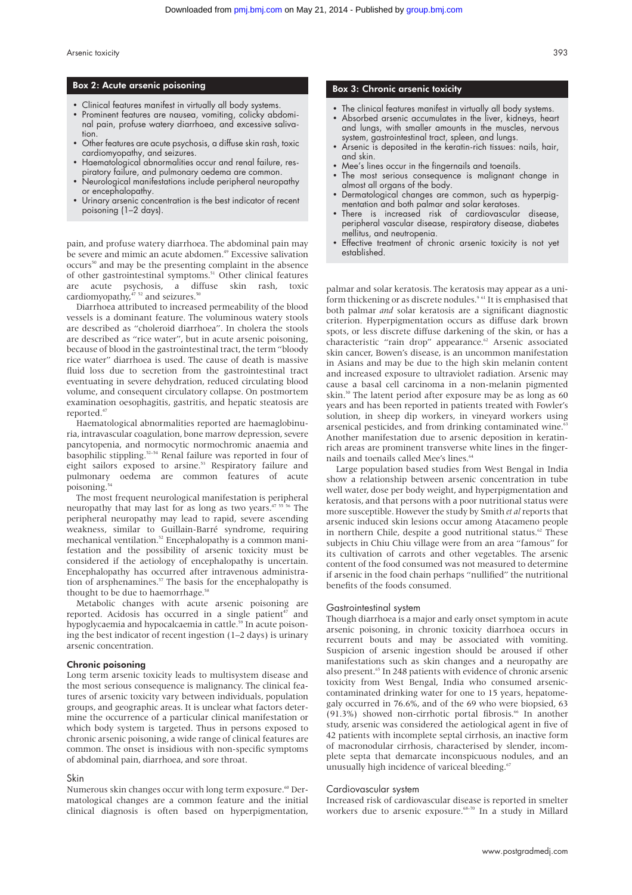## Box 2: Acute arsenic poisoning

- Clinical features manifest in virtually all body systems.
- Prominent features are nausea, vomiting, colicky abdominal pain, profuse watery diarrhoea, and excessive salivation.
- Other features are acute psychosis, a diffuse skin rash, toxic cardiomyopathy, and seizures.
- Haematological abnormalities occur and renal failure, respiratory failure, and pulmonary oedema are common.
- Neurological manifestations include peripheral neuropathy or encephalopathy.
- Urinary arsenic concentration is the best indicator of recent poisoning (1–2 days).

pain, and profuse watery diarrhoea. The abdominal pain may be severe and mimic an acute abdomen.[49] Excessive salivation occurs[50] and may be the presenting complaint in the absence of other gastrointestinal symptoms.[51] Other clinical features are acute psychosis, a diffuse skin rash, toxic cardiomyopathy,[47 52] and seizures.[50]

Diarrhoea attributed to increased permeability of the blood vessels is a dominant feature. The voluminous watery stools are described as "choleroid diarrhoea". In cholera the stools are described as "rice water", but in acute arsenic poisoning, because of blood in the gastrointestinal tract, the term "bloody rice water" diarrhoea is used. The cause of death is massive fluid loss due to secretion from the gastrointestinal tract eventuating in severe dehydration, reduced circulating blood volume, and consequent circulatory collapse. On postmortem examination oesophagitis, gastritis, and hepatic steatosis are reported.[47]

Haematological abnormalities reported are haemaglobinuria, intravascular coagulation, bone marrow depression, severe pancytopenia, and normocytic normochromic anaemia and basophilic stippling.[52–54] Renal failure was reported in four of eight sailors exposed to arsine.[53] Respiratory failure and pulmonary oedema are common features of acute poisoning.[54]

The most frequent neurological manifestation is peripheral neuropathy that may last for as long as two years.[47 55 56] The peripheral neuropathy may lead to rapid, severe ascending weakness, similar to Guillain-Barré syndrome, requiring mechanical ventilation.[52] Encephalopathy is a common manifestation and the possibility of arsenic toxicity must be considered if the aetiology of encephalopathy is uncertain. Encephalopathy has occurred after intravenous administration of arsphenamines.[57] The basis for the encephalopathy is thought to be due to haemorrhage.[58]

Metabolic changes with acute arsenic poisoning are reported. Acidosis has occurred in a single patient[47] and hypoglycaemia and hypocalcaemia in cattle.[59] In acute poisoning the best indicator of recent ingestion (1–2 days) is urinary arsenic concentration.

### Chronic poisoning

Long term arsenic toxicity leads to multisystem disease and the most serious consequence is malignancy. The clinical features of arsenic toxicity vary between individuals, population groups, and geographic areas. It is unclear what factors determine the occurrence of a particular clinical manifestation or which body system is targeted. Thus in persons exposed to chronic arsenic poisoning, a wide range of clinical features are common. The onset is insidious with non-specific symptoms of abdominal pain, diarrhoea, and sore throat.

#### Skin

Numerous skin changes occur with long term exposure.[60] Dermatological changes are a common feature and the initial clinical diagnosis is often based on hyperpigmentation, palmar and solar keratosis. The keratosis may appear as a uniform thickening or as discrete nodules.[9 61] It is emphasised that both palmar *and* solar keratosis are a significant diagnostic criterion. Hyperpigmentation occurs as diffuse dark brown spots, or less discrete diffuse darkening of the skin, or has a characteristic "rain drop" appearance.[62] Arsenic associated skin cancer, Bowen's disease, is an uncommon manifestation in Asians and may be due to the high skin melanin content and increased exposure to ultraviolet radiation. Arsenic may cause a basal cell carcinoma in a non-melanin pigmented skin.[30] The latent period after exposure may be as long as 60 years and has been reported in patients treated with Fowler's solution, in sheep dip workers, in vineyard workers using arsenical pesticides, and from drinking contaminated wine.[63] Another manifestation due to arsenic deposition in keratin-rich areas are prominent transverse white lines in the fingernails and toenails called Mee's lines.[64]

Large population based studies from West Bengal in India show a relationship between arsenic concentration in tube well water, dose per body weight, and hyperpigmentation and keratosis, and that persons with a poor nutritional status were more susceptible. However the study by Smith *et al* reports that arsenic induced skin lesions occur among Atacameno people in northern Chile, despite a good nutritional status.[62] These subjects in Chiu Chiu village were from an area "famous" for its cultivation of carrots and other vegetables. The arsenic content of the food consumed was not measured to determine if arsenic in the food chain perhaps "nullified" the nutritional benefits of the foods consumed.

## Box 3: Chronic arsenic toxicity

- The clinical features manifest in virtually all body systems.
- Absorbed arsenic accumulates in the liver, kidneys, heart and lungs, with smaller amounts in the muscles, nervous system, gastrointestinal tract, spleen, and lungs.
- Arsenic is deposited in the keratin-rich tissues: nails, hair, and skin.
- Mee's lines occur in the fingernails and toenails.
- The most serious consequence is malignant change in almost all organs of the body.
- Dermatological changes are common, such as hyperpigmentation and both palmar and solar keratoses.
- There is increased risk of cardiovascular disease, peripheral vascular disease, respiratory disease, diabetes mellitus, and neutropenia.
- Effective treatment of chronic arsenic toxicity is not yet established.

#### Gastrointestinal system

Though diarrhoea is a major and early onset symptom in acute arsenic poisoning, in chronic toxicity diarrhoea occurs in recurrent bouts and may be associated with vomiting. Suspicion of arsenic ingestion should be aroused if other manifestations such as skin changes and a neuropathy are also present.[65] In 248 patients with evidence of chronic arsenic toxicity from West Bengal, India who consumed arsenic-contaminated drinking water for one to 15 years, hepatomegaly occurred in 76.6%, and of the 69 who were biopsied, 63 (91.3%) showed non-cirrhotic portal fibrosis.[66] In another study, arsenic was considered the aetiological agent in five of 42 patients with incomplete septal cirrhosis, an inactive form of macronodular cirrhosis, characterised by slender, incomplete septa that demarcate inconspicuous nodules, and an unusually high incidence of variceal bleeding.[67]

#### Cardiovascular system

Increased risk of cardiovascular disease is reported in smelter workers due to arsenic exposure.[68–70] In a study in Millard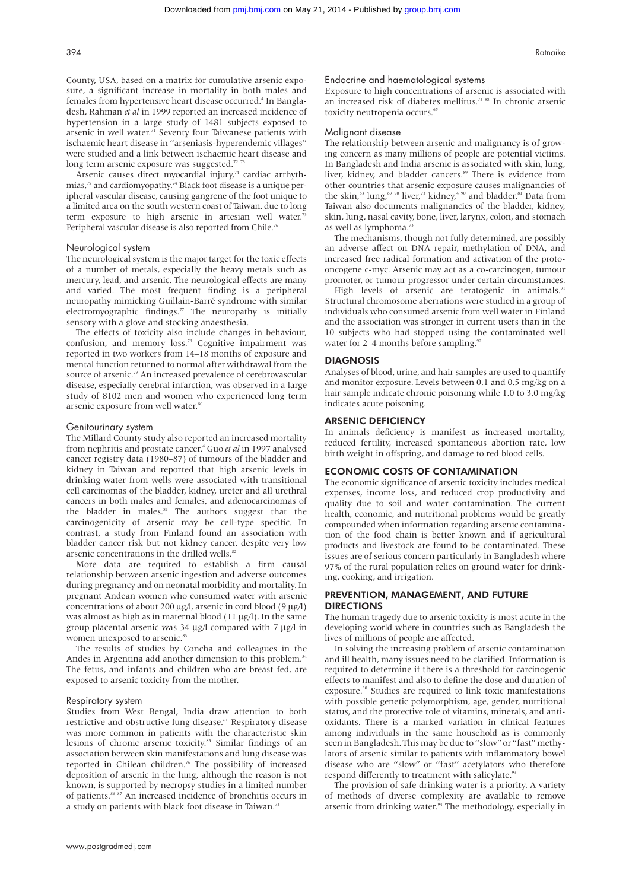County, USA, based on a matrix for cumulative arsenic exposure, a significant increase in mortality in both males and females from hypertensive heart disease occurred.[4] In Bangladesh, Rahman *et al* in 1999 reported an increased incidence of hypertension in a large study of 1481 subjects exposed to arsenic in well water.[71] Seventy four Taiwanese patients with ischaemic heart disease in "arseniasis-hyperendemic villages" were studied and a link between ischaemic heart disease and long term arsenic exposure was suggested.[72 73]

Arsenic causes direct myocardial injury,[74] cardiac arrhythmias,[75] and cardiomyopathy.[74] Black foot disease is a unique peripheral vascular disease, causing gangrene of the foot unique to a limited area on the south western coast of Taiwan, due to long term exposure to high arsenic in artesian well water.[73] Peripheral vascular disease is also reported from Chile.[76]

### Neurological system

The neurological system is the major target for the toxic effects of a number of metals, especially the heavy metals such as mercury, lead, and arsenic. The neurological effects are many and varied. The most frequent finding is a peripheral neuropathy mimicking Guillain-Barré syndrome with similar electromyographic findings.[77] The neuropathy is initially sensory with a glove and stocking anaesthesia.

The effects of toxicity also include changes in behaviour, confusion, and memory loss.[78] Cognitive impairment was reported in two workers from 14–18 months of exposure and mental function returned to normal after withdrawal from the source of arsenic.[79] An increased prevalence of cerebrovascular disease, especially cerebral infarction, was observed in a large study of 8102 men and women who experienced long term arsenic exposure from well water.[80]

### Genitourinary system

The Millard County study also reported an increased mortality from nephritis and prostate cancer.[4] Guo *et al* in 1997 analysed cancer registry data (1980–87) of tumours of the bladder and kidney in Taiwan and reported that high arsenic levels in drinking water from wells were associated with transitional cell carcinomas of the bladder, kidney, ureter and all urethral cancers in both males and females, and adenocarcinomas of the bladder in males.[81] The authors suggest that the carcinogenicity of arsenic may be cell-type specific. In contrast, a study from Finland found an association with bladder cancer risk but not kidney cancer, despite very low arsenic concentrations in the drilled wells.[82]

More data are required to establish a firm causal relationship between arsenic ingestion and adverse outcomes during pregnancy and on neonatal morbidity and mortality. In pregnant Andean women who consumed water with arsenic concentrations of about 200 µg/l, arsenic in cord blood (9 µg/l) was almost as high as in maternal blood (11 µg/l). In the same group placental arsenic was 34 µg/l compared with 7 µg/l in women unexposed to arsenic.[83]

The results of studies by Concha and colleagues in the Andes in Argentina add another dimension to this problem.[84] The fetus, and infants and children who are breast fed, are exposed to arsenic toxicity from the mother.

### Respiratory system

Studies from West Bengal, India draw attention to both restrictive and obstructive lung disease.[61] Respiratory disease was more common in patients with the characteristic skin lesions of chronic arsenic toxicity.[85] Similar findings of an association between skin manifestations and lung disease was reported in Chilean children.[76] The possibility of increased deposition of arsenic in the lung, although the reason is not known, is supported by necropsy studies in a limited number of patients.[86 87] An increased incidence of bronchitis occurs in a study on patients with black foot disease in Taiwan.[73]

### Endocrine and haematological systems

Exposure to high concentrations of arsenic is associated with an increased risk of diabetes mellitus.[73 88] In chronic arsenic toxicity neutropenia occurs.[65]

### Malignant disease

The relationship between arsenic and malignancy is of growing concern as many millions of people are potential victims. In Bangladesh and India arsenic is associated with skin, lung, liver, kidney, and bladder cancers.[89] There is evidence from other countries that arsenic exposure causes malignancies of the skin,[63] lung,[69 90] liver,[73] kidney,[4 90] and bladder.[81] Data from Taiwan also documents malignancies of the bladder, kidney, skin, lung, nasal cavity, bone, liver, larynx, colon, and stomach as well as lymphoma.[73]

The mechanisms, though not fully determined, are possibly an adverse affect on DNA repair, methylation of DNA, and increased free radical formation and activation of the protooncogene c-myc. Arsenic may act as a co-carcinogen, tumour promoter, or tumour progressor under certain circumstances.

High levels of arsenic are teratogenic in animals.[91] Structural chromosome aberrations were studied in a group of individuals who consumed arsenic from well water in Finland and the association was stronger in current users than in the 10 subjects who had stopped using the contaminated well water for 2–4 months before sampling.[92]

## DIAGNOSIS

Analyses of blood, urine, and hair samples are used to quantify and monitor exposure. Levels between 0.1 and 0.5 mg/kg on a hair sample indicate chronic poisoning while 1.0 to 3.0 mg/kg indicates acute poisoning.

## ARSENIC DEFICIENCY

In animals deficiency is manifest as increased mortality, reduced fertility, increased spontaneous abortion rate, low birth weight in offspring, and damage to red blood cells.

## ECONOMIC COSTS OF CONTAMINATION

The economic significance of arsenic toxicity includes medical expenses, income loss, and reduced crop productivity and quality due to soil and water contamination. The current health, economic, and nutritional problems would be greatly compounded when information regarding arsenic contamination of the food chain is better known and if agricultural products and livestock are found to be contaminated. These issues are of serious concern particularly in Bangladesh where 97% of the rural population relies on ground water for drinking, cooking, and irrigation.

## PREVENTION, MANAGEMENT, AND FUTURE DIRECTIONS

The human tragedy due to arsenic toxicity is most acute in the developing world where in countries such as Bangladesh the lives of millions of people are affected.

In solving the increasing problem of arsenic contamination and ill health, many issues need to be clarified. Information is required to determine if there is a threshold for carcinogenic effects to manifest and also to define the dose and duration of exposure.[30] Studies are required to link toxic manifestations with possible genetic polymorphism, age, gender, nutritional status, and the protective role of vitamins, minerals, and antioxidants. There is a marked variation in clinical features among individuals in the same household as is commonly seen in Bangladesh. This may be due to "slow" or "fast" methylators of arsenic similar to patients with inflammatory bowel disease who are "slow" or "fast" acetylators who therefore respond differently to treatment with salicylate.[93]

The provision of safe drinking water is a priority. A variety of methods of diverse complexity are available to remove arsenic from drinking water.[94] The methodology, especially in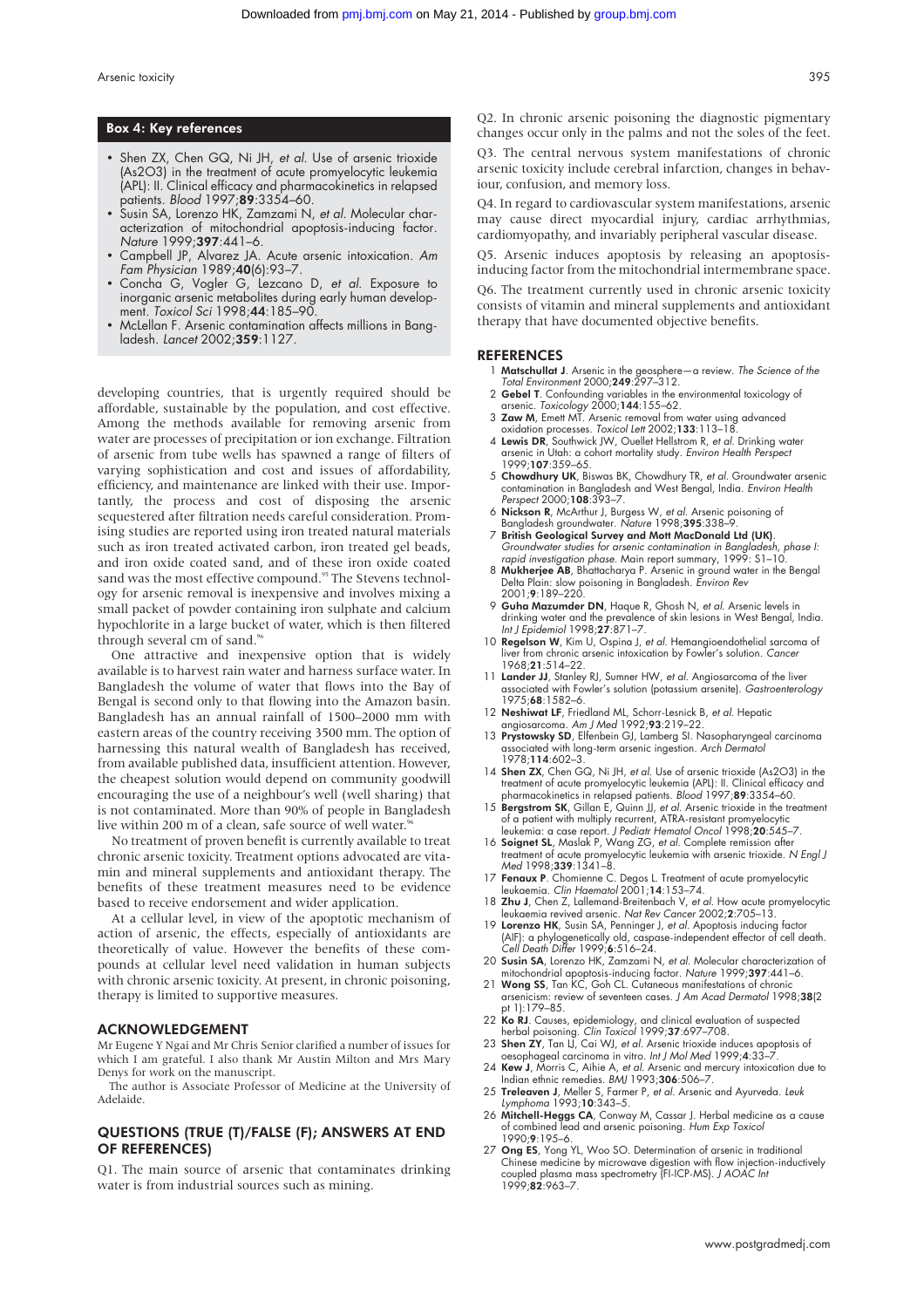## Box 4: Key references

- Shen ZX, Chen GQ, Ni JH, *et al*. Use of arsenic trioxide (As2O3) in the treatment of acute promyelocytic leukemia (APL): II. Clinical efficacy and pharmacokinetics in relapsed patients. *Blood* 1997;**89**:3354–60.
- Susin SA, Lorenzo HK, Zamzami N, *et al*. Molecular characterization of mitochondrial apoptosis-inducing factor. *Nature* 1999;**397**:441–6.
- Campbell JP, Alvarez JA. Acute arsenic intoxication. *Am Fam Physician* 1989;**40**(6):93–7.
- Concha G, Vogler G, Lezcano D, *et al*. Exposure to inorganic arsenic metabolites during early human development. *Toxicol Sci* 1998;**44**:185–90.
- McLellan F. Arsenic contamination affects millions in Bangladesh. *Lancet* 2002;**359**:1127.

developing countries, that is urgently required should be affordable, sustainable by the population, and cost effective. Among the methods available for removing arsenic from water are processes of precipitation or ion exchange. Filtration of arsenic from tube wells has spawned a range of filters of varying sophistication and cost and issues of affordability, efficiency, and maintenance are linked with their use. Importantly, the process and cost of disposing the arsenic sequestered after filtration needs careful consideration. Promising studies are reported using iron treated natural materials such as iron treated activated carbon, iron treated gel beads, and iron oxide coated sand, and of these iron oxide coated sand was the most effective compound.[95] The Stevens technology for arsenic removal is inexpensive and involves mixing a small packet of powder containing iron sulphate and calcium hypochlorite in a large bucket of water, which is then filtered through several cm of sand.[96]

One attractive and inexpensive option that is widely available is to harvest rain water and harness surface water. In Bangladesh the volume of water that flows into the Bay of Bengal is second only to that flowing into the Amazon basin. Bangladesh has an annual rainfall of 1500–2000 mm with eastern areas of the country receiving 3500 mm. The option of harnessing this natural wealth of Bangladesh has received, from available published data, insufficient attention. However, the cheapest solution would depend on community goodwill encouraging the use of a neighbour's well (well sharing) that is not contaminated. More than 90% of people in Bangladesh live within 200 m of a clean, safe source of well water.[96]

No treatment of proven benefit is currently available to treat chronic arsenic toxicity. Treatment options advocated are vitamin and mineral supplements and antioxidant therapy. The benefits of these treatment measures need to be evidence based to receive endorsement and wider application.

At a cellular level, in view of the apoptotic mechanism of action of arsenic, the effects, especially of antioxidants are theoretically of value. However the benefits of these compounds at cellular level need validation in human subjects with chronic arsenic toxicity. At present, in chronic poisoning, therapy is limited to supportive measures.

## ACKNOWLEDGEMENT

Mr Eugene Y Ngai and Mr Chris Senior clarified a number of issues for which I am grateful. I also thank Mr Austin Milton and Mrs Mary Denys for work on the manuscript.

The author is Associate Professor of Medicine at the University of Adelaide.

## QUESTIONS (TRUE (T)/FALSE (F); ANSWERS AT END OF REFERENCES)

Q1. The main source of arsenic that contaminates drinking water is from industrial sources such as mining.

Q2. In chronic arsenic poisoning the diagnostic pigmentary changes occur only in the palms and not the soles of the feet.

Q3. The central nervous system manifestations of chronic arsenic toxicity include cerebral infarction, changes in behaviour, confusion, and memory loss.

Q4. In regard to cardiovascular system manifestations, arsenic may cause direct myocardial injury, cardiac arrhythmias, cardiomyopathy, and invariably peripheral vascular disease.

Q5. Arsenic induces apoptosis by releasing an apoptosis-inducing factor from the mitochondrial intermembrane space.

Q6. The treatment currently used in chronic arsenic toxicity consists of vitamin and mineral supplements and antioxidant therapy that have documented objective benefits.

## REFERENCES

1. **Matschullat J**. Arsenic in the geosphere—a review. *The Science of the Total Environment* 2000;**249**:297–312.
2. **Gebel T**. Confounding variables in the environmental toxicology of arsenic. *Toxicology* 2000;**144**:155–62.
3. **Zaw M**, Emett MT. Arsenic removal from water using advanced oxidation processes. *Toxicol Lett* 2002;**133**:113–18.
4. **Lewis DR**, Southwick JW, Ouellet Hellstrom R, *et al*. Drinking water arsenic in Utah: a cohort mortality study. *Environ Health Perspect* 1999;**107**:359–65.
5. **Chowdhury UK**, Biswas BK, Chowdhury TR, *et al*. Groundwater arsenic contamination in Bangladesh and West Bengal, India. *Environ Health Perspect* 2000;**108**:393–7.
6. **Nickson R**, McArthur J, Burgess W, *et al*. Arsenic poisoning of Bangladesh groundwater. *Nature* 1998;**395**:338–9.
7. **British Geological Survey and Mott MacDonald Ltd (UK)**. *Groundwater studies for arsenic contamination in Bangladesh, phase I: rapid investigation phase*. Main report summary, 1999: S1–10.
8. **Mukherjee AB**, Bhattacharya P. Arsenic in ground water in the Bengal Delta Plain: slow poisoning in Bangladesh. *Environ Rev* 2001;**9**:189–220.
9. **Guha Mazumder DN**, Haque R, Ghosh N, *et al*. Arsenic levels in drinking water and the prevalence of skin lesions in West Bengal, India. *Int J Epidemiol* 1998;**27**:871–7.
10. **Regelson W**, Kim U, Ospina J, *et al*. Hemangioendothelial sarcoma of liver from chronic arsenic intoxication by Fowler's solution. *Cancer* 1968;**21**:514–22.
11. **Lander JJ**, Stanley RJ, Sumner HW, *et al*. Angiosarcoma of the liver associated with Fowler's solution (potassium arsenite). *Gastroenterology* 1975;**68**:1582–6.
12. **Neshiwat LF**, Friedland ML, Schorr-Lesnick B, *et al*. Hepatic angiosarcoma. *Am J Med* 1992;**93**:219–22.
13. **Prystowsky SD**, Elfenbein GJ, Lamberg SI. Nasopharyngeal carcinoma associated with long-term arsenic ingestion. *Arch Dermatol* 1978;**114**:602–3.
14. **Shen ZX**, Chen GQ, Ni JH, *et al*. Use of arsenic trioxide (As2O3) in the treatment of acute promyelocytic leukemia (APL): II. Clinical efficacy and pharmacokinetics in relapsed patients. *Blood* 1997;**89**:3354–60.
15. **Bergstrom SK**, Gillan E, Quinn JJ, *et al*. Arsenic trioxide in the treatment of a patient with multiply recurrent, ATRA-resistant promyelocytic leukemia: a case report. *J Pediatr Hematol Oncol* 1998;**20**:545–7.
16. **Soignet SL**, Maslak P, Wang ZG, *et al*. Complete remission after treatment of acute promyelocytic leukemia with arsenic trioxide. *N Engl J Med* 1998;**339**:1341–8.
17. **Fenaux P**. Chomienne C. Degos L. Treatment of acute promyelocytic leukaemia. *Clin Haematol* 2001;**14**:153–74.
18. **Zhu J**, Chen Z, Lallemand-Breitenbach V, *et al*. How acute promyelocytic leukaemia revived arsenic. *Nat Rev Cancer* 2002;**2**:705–13.
19. **Lorenzo HK**, Susin SA, Penninger J, *et al*. Apoptosis inducing factor (AIF): a phylogenetically old, caspase-independent effector of cell death. *Cell Death Differ* 1999;**6**:516–24.
20. **Susin SA**, Lorenzo HK, Zamzami N, *et al*. Molecular characterization of mitochondrial apoptosis-inducing factor. *Nature* 1999;**397**:441–6.
21. **Wong SS**, Tan KC, Goh CL. Cutaneous manifestations of chronic arsenicism: review of seventeen cases. *J Am Acad Dermatol* 1998;**38**(2 pt 1):179–85.
22. **Ko RJ**. Causes, epidemiology, and clinical evaluation of suspected herbal poisoning. *Clin Toxicol* 1999;**37**:697–708.
23. **Shen ZY**, Tan LJ, Cai WJ, *et al*. Arsenic trioxide induces apoptosis of oesophageal carcinoma in vitro. *Int J Mol Med* 1999;**4**:33–7.
24. **Kew J**, Morris C, Aihie A, *et al*. Arsenic and mercury intoxication due to Indian ethnic remedies. *BMJ* 1993;**306**:506–7.
25. **Treleaven J**, Meller S, Farmer P, *et al*. Arsenic and Ayurveda. *Leuk Lymphoma* 1993;**10**:343–5.
26. **Mitchell-Heggs CA**, Conway M, Cassar J. Herbal medicine as a cause of combined lead and arsenic poisoning. *Hum Exp Toxicol* 1990;**9**:195–6.
27. **Ong ES**, Yong YL, Woo SO. Determination of arsenic in traditional Chinese medicine by microwave digestion with flow injection-inductively coupled plasma mass spectrometry (FI-ICP-MS). *J AOAC Int* 1999;**82**:963–7.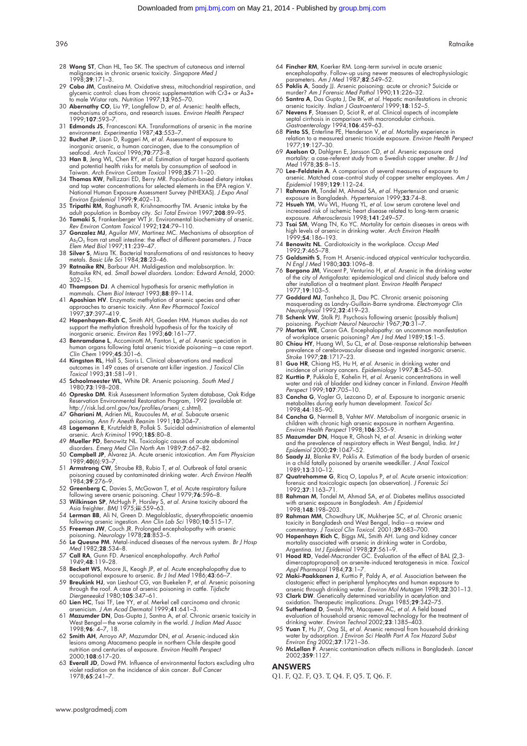28 **Wong ST**, Chan HL, Teo SK. The spectrum of cutaneous and internal malignancies in chronic arsenic toxicity. *Singapore Med J* 1998;**39**:171–3.

29 **Cobo JM**, Castineira M. Oxidative stress, mitochondrial respiration, and glycemic control: clues from chronic supplementation with Cr3+ or As3+ to male Wistar rats. *Nutrition* 1997;**13**:965–70.

30 **Abernathy CO**, Liu YP, Longfellow D, *et al*. Arsenic: health effects, mechanisms of actions, and research issues. *Environ Health Perspect* 1999;**107**:593–7.

31 **Edmonds JS**, Francesconi KA. Transformations of arsenic in the marine environment. *Experimentia* 1987;**43**:553–7.

32 **Buchet JP**, Lison D, Ruggeri M, *et al*. Assessment of exposure to inorganic arsenic, a human carcinogen, due to the consumption of seafood. *Arch Toxicol* 1996;**70**:773–8.

33 **Han B**, Jeng WL, Chen RY, *et al*. Estimation of target hazard quotients and potential health risks for metals by consumption of seafood in Taiwan. *Arch Environ Contam Toxicol* 1998;**35**:711–20.

34 **Thomas KW**, Pellizzari ED, Berry MR. Population-based dietary intakes and tap water concentrations for selected elements in the EPA region V. National Human Exposure Assessment Survey (NHEXAS). *J Expo Anal Environ Epidemiol* 1999;**9**:402–13.

35 **Tripathi RM**, Raghunath R, Krishnamoorthy TM. Arsenic intake by the adult population in Bombay city. *Sci Total Environ* 1997;**208**:89–95.

36 **Tamaki S**, Frankenberger WT Jr. Environmental biochemistry of arsenic. *Rev Environ Contam Toxicol* 1992;**124**:79–110.

37 **Gonzalez MJ**, Aguilar MV, Martinez MC. Mechanisms of absorption of $As_2O_5$ from rat small intestine: the effect of different parameters. *J Trace Elem Med Biol* 1997;**11**:239–47.

38 **Silver S**, Misra TK. Bacterial transformations of and resistances to heavy metals. *Basic Life Sci* 1984;**28**:23–46.

39 **Ratnaike RN**, Barbour AH. Maldigestion and malabsorption. In: Ratnaike RN, ed. *Small bowel disorders*. London: Edward Arnold, 2000: 302–15.

40 **Thompson DJ**. A chemical hypothesis for arsenic methylation in mammals. *Chem Biol Interact* 1993;**88**:89–114.

41 **Aposhian HV**. Enzymatic methylation of arsenic species and other approaches to arsenic toxicity. *Ann Rev Pharmacol Toxicol* 1997;**37**:397–419.

42 **Hopenhayen-Rich C**, Smith AH, Goeden HM. Human studies do not support the methylation threshold hypothesis of for the toxicity of inorganic arsenic. *Environ Res* 1993;**60**:161–77.

43 **Benramdane L**, Accominotti M, Fanton L, *et al*. Arsenic speciation in human organs following fatal arsenic trioxide poisoning—a case report. *Clin Chem* 1999;**45**:301–6.

44 **Kingston RL**, Hall S, Sioris L. Clinical observations and medical outcomes in 149 cases of arsenate ant killer ingestion. *J Toxicol Clin Toxicol* 1993;**31**:581–91.

45 **Schoolmeester WL**, White DR. Arsenic poisoning. *South Med J* 1980;**73**:198–208.

46 **Opresko DM**. Risk Assessment Information System database, Oak Ridge Reservation Environmental Restoration Program, 1992 (available at: http://risk.lsd.ornl.gov/tox/profiles/arseni_c.shtml).

47 **Ghariani M**, Adrien ML, Raucoules M, *et al*. Subacute arsenic poisoning. *Ann Fr Anesth Reanim* 1991;**10**:304–7.

48 **Logemann E**, Krutzfeldt B, Pollak S. Suicidal administration of elemental arsenic. *Arch Kriminol* 1990;**185**:80–8.

49 **Mueller PD**, Benowitz NL. Toxicologic causes of acute abdominal disorders. *Emerg Med Clin North Am* 1989;**7**:667–82.

50 **Campbell JP**, Alvarez JA. Acute arsenic intoxication. *Am Fam Physician* 1989;**40**(6):93–7.

51 **Armstrong CW**, Stroube RB, Rubio T, *et al*. Outbreak of fatal arsenic poisoning caused by contaminated drinking water. *Arch Environ Health* 1984;**39**:276–9.

52 **Greenberg C**, Davies S, McGowan T, *et al*. Acute respiratory failure following severe arsenic poisoning. *Chest* 1979;**76**:596–8.

53 **Wilkinson SP**, McHugh P, Horsley S, *et al*. Arsine toxicity aboard the Asia freighter. *BMJ* 1975;**iii**:559–63.

54 **Lerman BB**, Ali N, Green D. Megaloblastic, dyserythropoietic anaemia following arsenic ingestion. *Ann Clin Lab Sci* 1980;**10**:515–17.

55 **Freeman JW**, Couch JR. Prolonged encephalopathy with arsenic poisoning. *Neurology* 1978;**28**:853–5.

56 **Le Quesne PM**. Metal-induced diseases of the nervous system. *Br J Hosp Med* 1982;**28**:534–8.

57 **Call RA**, Gunn FD. Arsenical encephalopathy. *Arch Pathol* 1949;**48**:119–28.

58 **Beckett WS**, Moore JL, Keogh JP, *et al*. Acute encephalopathy due to occupational exposure to arsenic. *Br J Ind Med* 1986;**43**:66–7.

59 **Breukink HJ**, van Lieshout CG, van Buekelen P, *et al*. Arsenic poisoning through the roof. A case of arsenic poisoning in cattle. *Tijdschr Diergeneeskd* 1980;**105**:347–61.

60 **Lien HC**, Tsai TF, Lee YY, *et al*. Merkel cell carcinoma and chronic arsenicism. *J Am Acad Dermatol* 1999;**41**:641–3.

61 **Mazumder DN**, Das-Gupta J, Santra A, *et al*. Chronic arsenic toxicity in West Bengal—the worse calamity in the world. *J Indian Med Assoc* 1998;**96**: 4–7, 18.

62 **Smith AH**, Arroyo AP, Mazumdar DN, *et al*. Arsenic-induced skin lesions among Atacameno people in northern Chile despite good nutrition and centuries of exposure. *Environ Health Perspect* 2000;**108**:617–20.

63 **Everall JD**, Dowd PM. Influence of environmental factors excluding ultra violet radiation on the incidence of skin cancer. *Bull Cancer* 1978;**65**:241–7.

64 **Fincher RM**, Koerker RM. Long-term survival in acute arsenic encephalopathy. Follow-up using newer measures of electrophysiologic parameters. *Am J Med* 1987;**82**:549–52.

65 **Poklis A**, Saady JJ. Arsenic poisoning: acute or chronic? Suicide or murder? *Am J Forensic Med Pathol* 1990;**11**:226–32.

66 **Santra A**, Das Gupta J, De BK, *et al*. Hepatic manifestations in chronic arsenic toxicity. *Indian J Gastroenterol* 1999;**18**:152–5.

67 **Nevens F**, Staessen D, Sciot R, *et al*. Clinical aspects of incomplete septal cirrhosis in comparison with macronodular cirrhosis. *Gastroenterology* 1994;**106**:459–63.

68 **Pinto SS**, Enterline PE, Henderson V, *et al*. Mortality experience in relation to a measured arsenic trioxide exposure. *Environ Health Perspect* 1977;**19**:127–30.

69 **Axelson O**, Dahlgren E, Jansson CD, *et al*. Arsenic exposure and mortality: a case-referent study from a Swedish copper smelter. *Br J Ind Med* 1978;**35**:8–15.

70 **Lee-Feldstein A**. A comparison of several measures of exposure to arsenic. Matched case-control study of copper smelter employees. *Am J Epidemiol* 1989;**129**:112–24.

71 **Rahman M**, Tondel M, Ahmad SA, *et al*. Hypertension and arsenic exposure in Bangladesh. *Hypertension* 1999;**33**:74–8.

72 **Hsueh YM**, Wu WL, Huang YL, *et al*. Low serum carotene level and increased risk of ischemic heart disease related to long-term arsenic exposure. *Atherosclerosis* 1998;**141**:249–57.

73 **Tsai SM**, Wang TN, Ko YC. Mortality for certain diseases in areas with high levels of arsenic in drinking water. *Arch Environ Health* 1999;**54**:186–193.

74 **Benowitz NL**. Cardiotoxicity in the workplace. *Occup Med* 1992;**7**:465–78.

75 **Goldsmith S**, From H. Arsenic-induced atypical ventricular tachycardia. *N Engl J Med* 1980;**303**:1096–8.

76 **Borgono JM**, Vincent P, Venturino H, *et al*. Arsenic in the drinking water of the city of Antigofasta: epidemiological and clinical study before and after installation of a treatment plant. *Environ Health Perspect* 1977;**19**:103–5.

77 **Goddard MJ**, Tanhehco JL, Dau PC. Chronic arsenic poisoning masquerading as Landry-Guillain-Barre syndrome. *Electromyogr Clin Neurophysiol* 1992;**32**:419–23.

78 **Schenk VW**, Stolk PJ. Psychosis following arsenic (possibly thallium) poisoning. *Psychiatr Neurol Neurochir* 1967;**70**:31–7.

79 **Morton WE**, Caron GA. Encephalopathy: an uncommon manifestation of workplace arsenic poisoning? *Am J Ind Med* 1989;**15**:1–5.

80 **Chiou HY**, Huang WI, Su CL, *et al*. Dose-response relationship between prevalence of cerebrovascular disease and ingested inorganic arsenic. *Stroke* 1997;**28**:1717–23.

81 **Guo HR**, Chiang HS, Hu H, *et al*. Arsenic in drinking water and incidence of urinary cancers. *Epidemiology* 1997;**8**:545–50.

82 **Kurttio P**, Pukkala E, Kahelin H, *et al*. Arsenic concentrations in well water and risk of bladder and kidney cancer in Finland. *Environ Health Perspect* 1999;**107**:705–10.

83 **Concha G**, Vogler G, Lezcano D, *et al*. Exposure to inorganic arsenic metabolites during early human development. *Toxicol Sci* 1998;**44**:185–90.

84 **Concha G**, Nermell B, Vahter MV. Metabolism of inorganic arsenic in children with chronic high arsenic exposure in northern Argentina. *Environ Health Perspect* 1998;**106**:355–9.

85 **Mazumder DN**, Haque R, Ghosh N, *et al*. Arsenic in drinking water and the prevalence of respiratory effects in West Bengal, India. *Int J Epidemiol* 2000;**29**:1047–52.

86 **Saady JJ**, Blanke RV, Poklis A. Estimation of the body burden of arsenic in a child fatally poisoned by arsenite weedkiller. *J Anal Toxicol* 1989;**13**:310–12.

87 **Quatrehomme G**, Ricq O, Lapalus P, *et al*. Acute arsenic intoxication: forensic and toxicologic aspects (an observation). *J Forensic Sci* 1992;**37**:1163–71.

88 **Rahman M**, Tondel M, Ahmad SA, *et al*. Diabetes mellitus associated with arsenic exposure in Bangladesh. *Am J Epidemiol* 1998;**148**:198–203.

89 **Rahman MM**, Chowdhury UK, Mukherjee SC, *et al*. Chronic arsenic toxicity in Bangladesh and West Bengal, India—a review and commentary. *J Toxicol Clin Toxicol*. 2001;**39**:683–700.

90 **Hopenhayn Rich C**, Biggs ML, Smith AH. Lung and kidney cancer mortality associated with arsenic in drinking water in Cordoba, Argentina. *Int J Epidemiol* 1998;**27**:561–9.

91 **Hood RD**, Vedel-Macrander GC. Evaluation of the effect of BAL (2,3-dimercaptopropanol) on arsenite-induced teratogenesis in mice. *Toxicol Appl Pharmacol* 1984;**73**:1–7.

92 **Maki-Paakkanen J**, Kurttio P, Paldy A, *et al*. Association between the clastogenic effect in peripheral lymphocytes and human exposure to arsenic through drinking water. *Environ Mol Mutagen* 1998;**32**:301–13.

93 **Clark DW**. Genetically determined variability in acetylation and oxidation. Therapeutic implications. *Drugs* 1985;**29**:342–75.

94 **Sutherland D**, Swash PM, Macqueen AC, *et al*. A field based evaluation of household arsenic removal technology for the treatment of drinking water. *Environ Technol* 2002;**23**:1385–403.

95 **Yuan T**, Hu JY, Ong SL, *et al*. Arsenic removal from household drinking water by adsorption. *J Environ Sci Health Part A Tox Hazard Subst Environ Eng* 2002;**37**:1721–36.

96 **McLellan F**. Arsenic contamination affects millions in Bangladesh. *Lancet* 2002;**359**:1127.

## ANSWERS

Q1. F, Q2. F, Q3. T, Q4. F, Q5. T, Q6. F.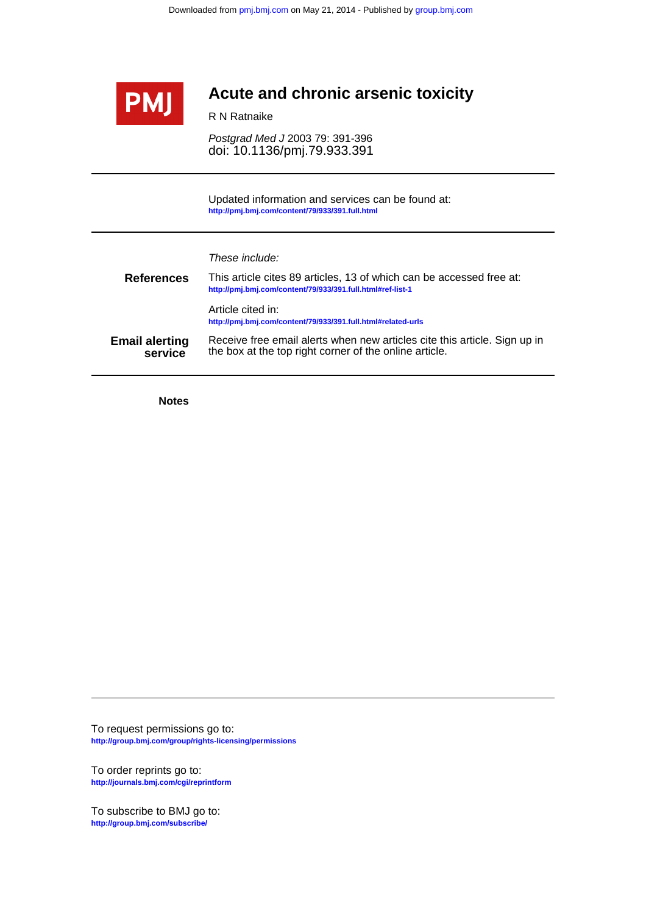Downloaded from pmj.bmj.com on May 21, 2014 - Published by group.bmj.com

PMJ

# Acute and chronic arsenic toxicity

R N Ratnaike

*Postgrad Med J* 2003 79: 391-396
doi: 10.1136/pmj.79.933.391

Updated information and services can be found at:
**http://pmj.bmj.com/content/79/933/391.full.html**

*These include:*

**References**

This article cites 89 articles, 13 of which can be accessed free at:
**http://pmj.bmj.com/content/79/933/391.full.html#ref-list-1**

Article cited in:
**http://pmj.bmj.com/content/79/933/391.full.html#related-urls**

**Email alerting service**

Receive free email alerts when new articles cite this article. Sign up in the box at the top right corner of the online article.

**Notes**

To request permissions go to:
**http://group.bmj.com/group/rights-licensing/permissions**

To order reprints go to:
**http://journals.bmj.com/cgi/reprintform**

To subscribe to BMJ go to:
**http://group.bmj.com/subscribe/**